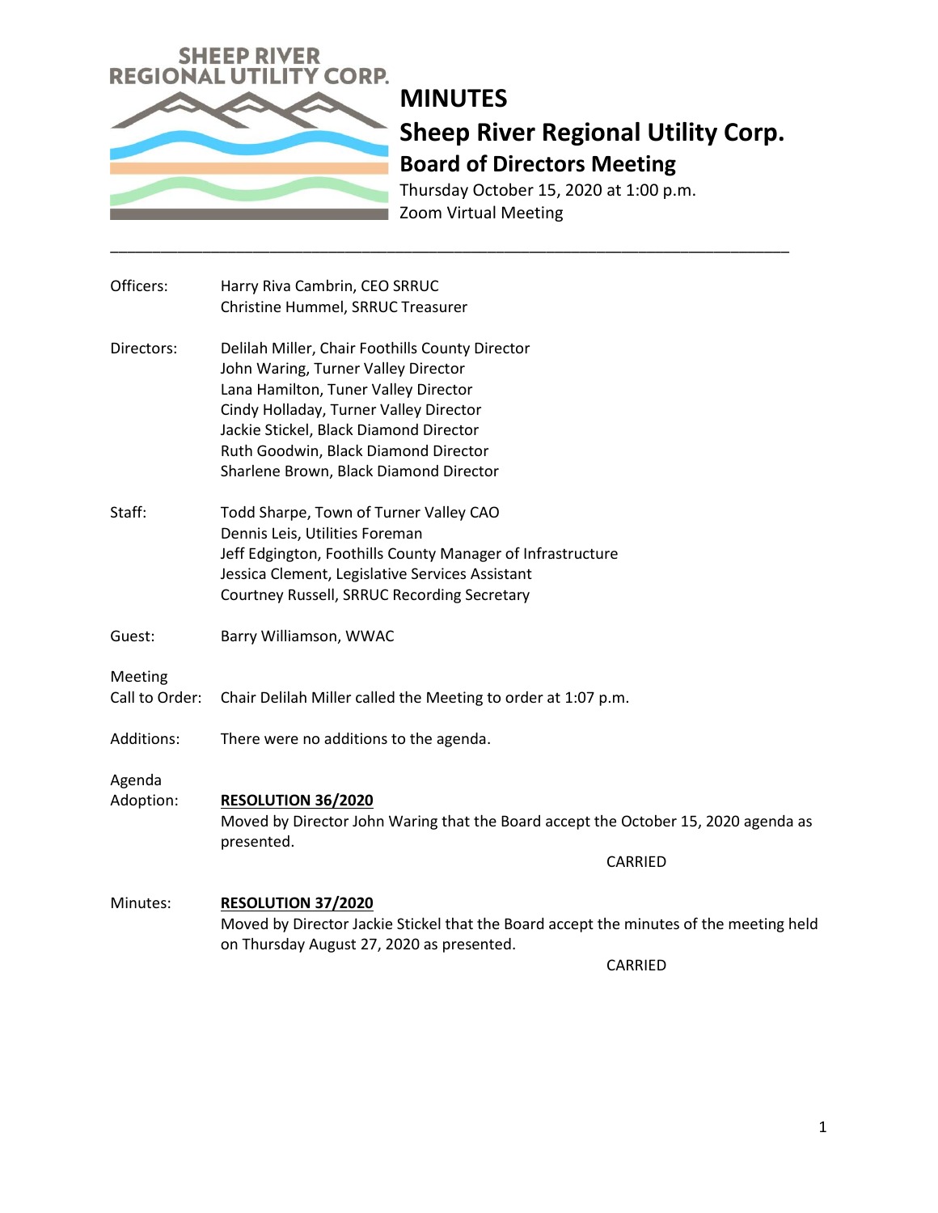SHEEP RIVER REGIONAL UTILITY CORP.

# MINUTES

## Sheep River Regional Utility Corp.

### Board of Directors Meeting

Thursday October 15, 2020 at 1:00 p.m.
Zoom Virtual Meeting

---

**Officers:**
Harry Riva Cambrin, CEO SRRUC
Christine Hummel, SRRUC Treasurer

**Directors:**
Delilah Miller, Chair Foothills County Director
John Waring, Turner Valley Director
Lana Hamilton, Tuner Valley Director
Cindy Holladay, Turner Valley Director
Jackie Stickel, Black Diamond Director
Ruth Goodwin, Black Diamond Director
Sharlene Brown, Black Diamond Director

**Staff:**
Todd Sharpe, Town of Turner Valley CAO
Dennis Leis, Utilities Foreman
Jeff Edgington, Foothills County Manager of Infrastructure
Jessica Clement, Legislative Services Assistant
Courtney Russell, SRRUC Recording Secretary

**Guest:**
Barry Williamson, WWAC

**Meeting Call to Order:**
Chair Delilah Miller called the Meeting to order at 1:07 p.m.

**Additions:**
There were no additions to the agenda.

**Agenda Adoption:**

**RESOLUTION 36/2020**
Moved by Director John Waring that the Board accept the October 15, 2020 agenda as presented.

CARRIED

**Minutes:**

**RESOLUTION 37/2020**
Moved by Director Jackie Stickel that the Board accept the minutes of the meeting held on Thursday August 27, 2020 as presented.

CARRIED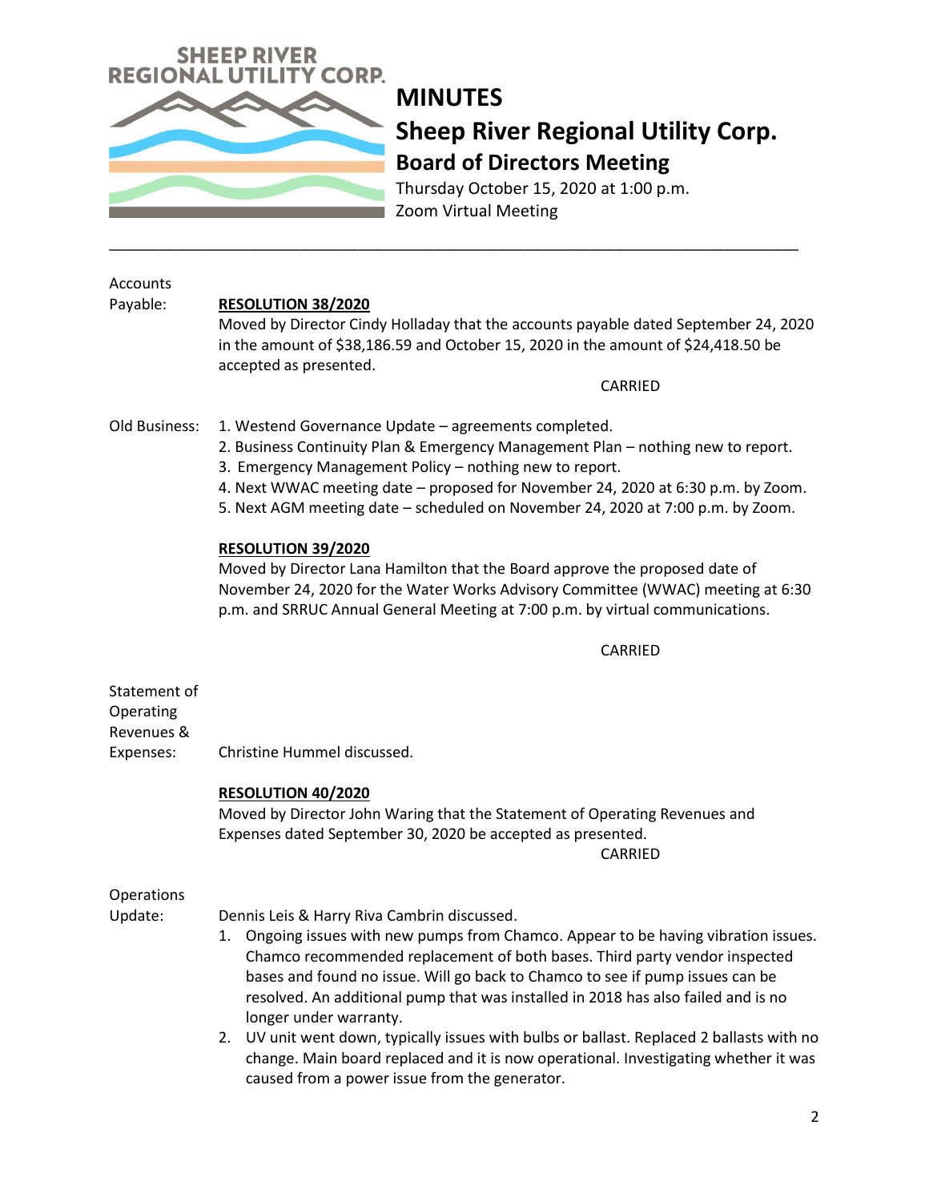# MINUTES

## Sheep River Regional Utility Corp.

### Board of Directors Meeting

Thursday October 15, 2020 at 1:00 p.m.
Zoom Virtual Meeting

---

Accounts Payable:

**RESOLUTION 38/2020**

Moved by Director Cindy Holladay that the accounts payable dated September 24, 2020 in the amount of $38,186.59 and October 15, 2020 in the amount of $24,418.50 be accepted as presented.

CARRIED

Old Business:

1. Westend Governance Update – agreements completed.
2. Business Continuity Plan & Emergency Management Plan – nothing new to report.
3. Emergency Management Policy – nothing new to report.
4. Next WWAC meeting date – proposed for November 24, 2020 at 6:30 p.m. by Zoom.
5. Next AGM meeting date – scheduled on November 24, 2020 at 7:00 p.m. by Zoom.

**RESOLUTION 39/2020**

Moved by Director Lana Hamilton that the Board approve the proposed date of November 24, 2020 for the Water Works Advisory Committee (WWAC) meeting at 6:30 p.m. and SRRUC Annual General Meeting at 7:00 p.m. by virtual communications.

CARRIED

Statement of Operating Revenues & Expenses:

Christine Hummel discussed.

**RESOLUTION 40/2020**

Moved by Director John Waring that the Statement of Operating Revenues and Expenses dated September 30, 2020 be accepted as presented.

CARRIED

Operations Update:

Dennis Leis & Harry Riva Cambrin discussed.

1. Ongoing issues with new pumps from Chamco. Appear to be having vibration issues. Chamco recommended replacement of both bases. Third party vendor inspected bases and found no issue. Will go back to Chamco to see if pump issues can be resolved. An additional pump that was installed in 2018 has also failed and is no longer under warranty.
2. UV unit went down, typically issues with bulbs or ballast. Replaced 2 ballasts with no change. Main board replaced and it is now operational. Investigating whether it was caused from a power issue from the generator.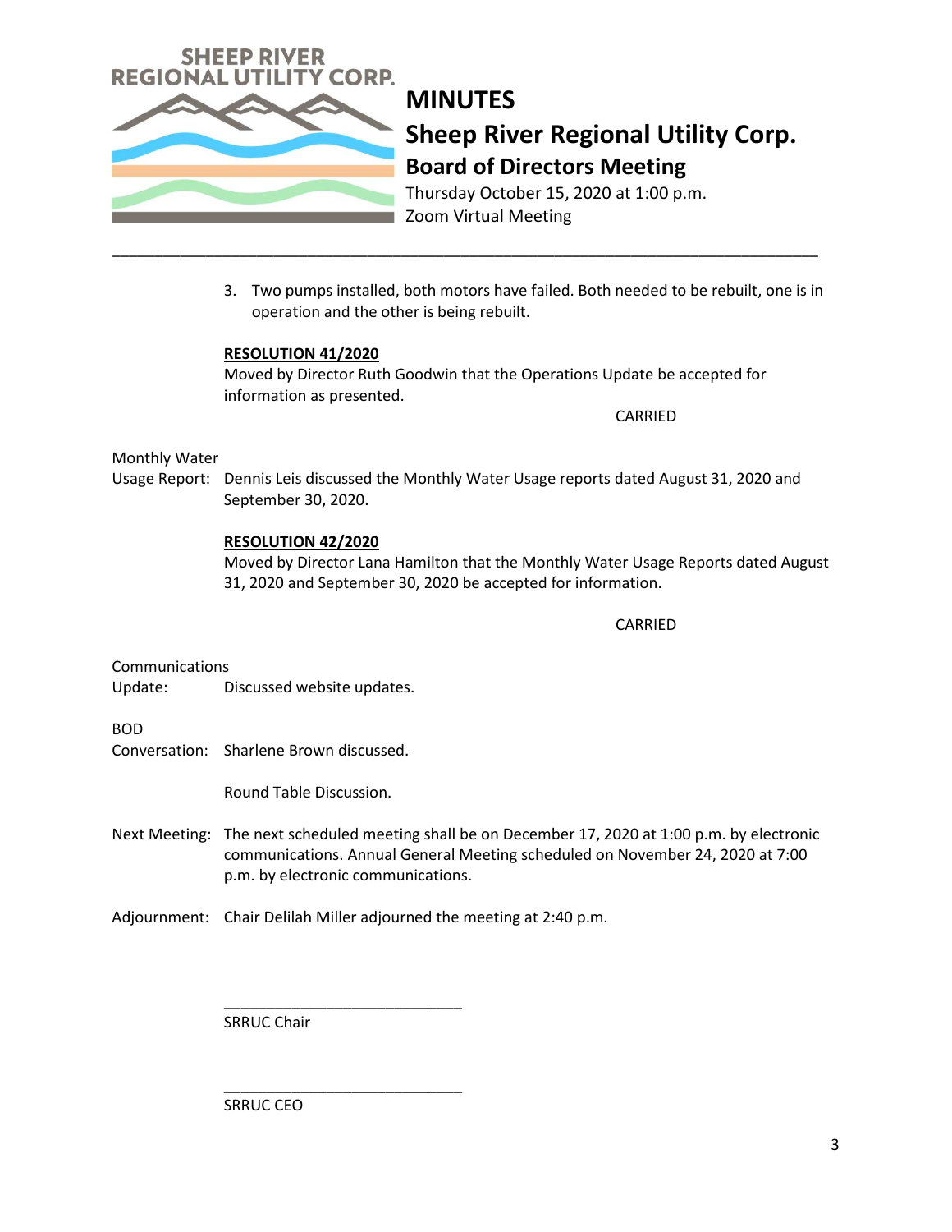# MINUTES

## Sheep River Regional Utility Corp.

### Board of Directors Meeting

Thursday October 15, 2020 at 1:00 p.m.
Zoom Virtual Meeting

---

3. Two pumps installed, both motors have failed. Both needed to be rebuilt, one is in operation and the other is being rebuilt.

**RESOLUTION 41/2020**
Moved by Director Ruth Goodwin that the Operations Update be accepted for information as presented.

CARRIED

Monthly Water Usage Report: Dennis Leis discussed the Monthly Water Usage reports dated August 31, 2020 and September 30, 2020.

**RESOLUTION 42/2020**
Moved by Director Lana Hamilton that the Monthly Water Usage Reports dated August 31, 2020 and September 30, 2020 be accepted for information.

CARRIED

Communications Update: Discussed website updates.

BOD Conversation: Sharlene Brown discussed.

Round Table Discussion.

Next Meeting: The next scheduled meeting shall be on December 17, 2020 at 1:00 p.m. by electronic communications. Annual General Meeting scheduled on November 24, 2020 at 7:00 p.m. by electronic communications.

Adjournment: Chair Delilah Miller adjourned the meeting at 2:40 p.m.

____________________________
SRRUC Chair

____________________________
SRRUC CEO